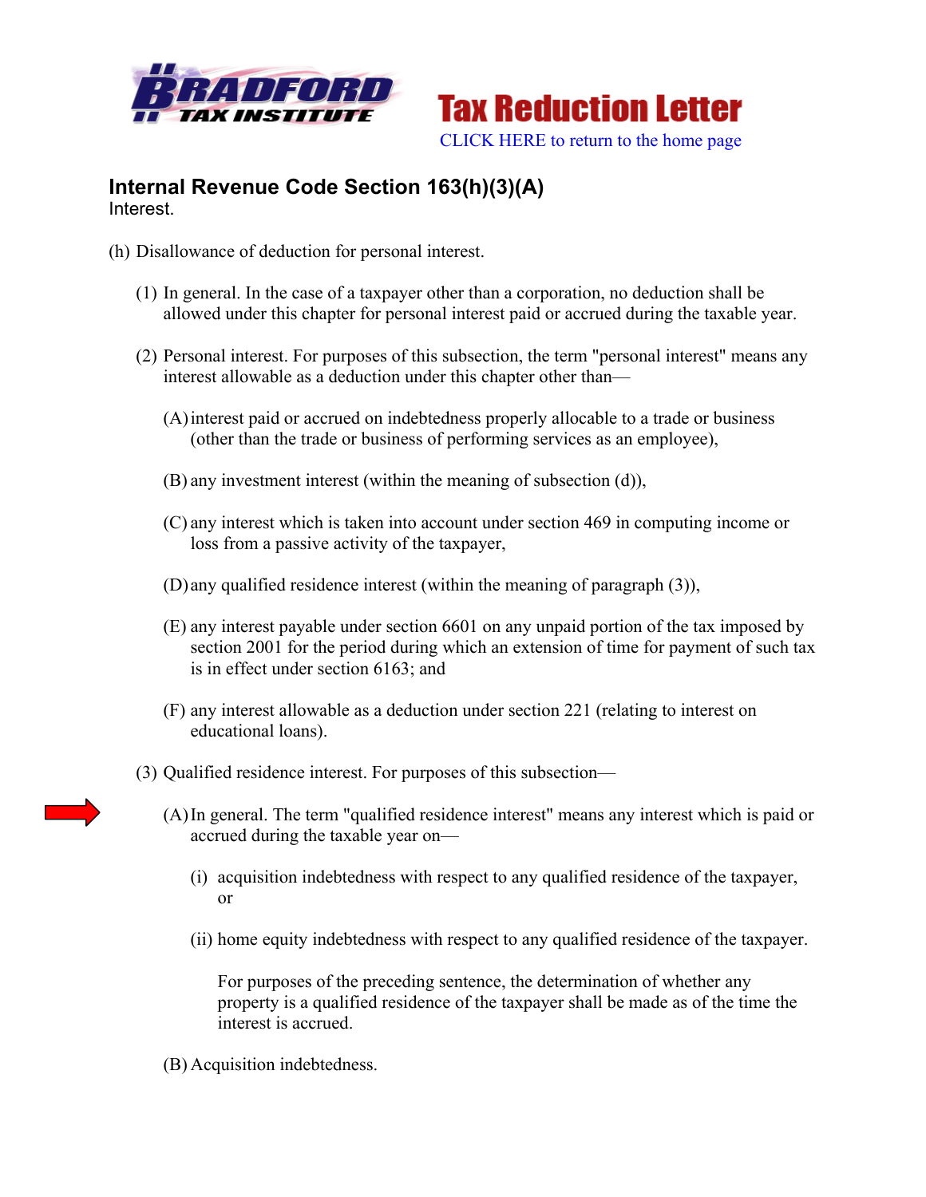Tax Reduction Letter

CLICK HERE to return to the home page

## Internal Revenue Code Section 163(h)(3)(A)

Interest.

(h) Disallowance of deduction for personal interest.

(1) In general. In the case of a taxpayer other than a corporation, no deduction shall be allowed under this chapter for personal interest paid or accrued during the taxable year.

(2) Personal interest. For purposes of this subsection, the term "personal interest" means any interest allowable as a deduction under this chapter other than—

(A) interest paid or accrued on indebtedness properly allocable to a trade or business (other than the trade or business of performing services as an employee),

(B) any investment interest (within the meaning of subsection (d)),

(C) any interest which is taken into account under section 469 in computing income or loss from a passive activity of the taxpayer,

(D) any qualified residence interest (within the meaning of paragraph (3)),

(E) any interest payable under section 6601 on any unpaid portion of the tax imposed by section 2001 for the period during which an extension of time for payment of such tax is in effect under section 6163; and

(F) any interest allowable as a deduction under section 221 (relating to interest on educational loans).

(3) Qualified residence interest. For purposes of this subsection—

(A) In general. The term "qualified residence interest" means any interest which is paid or accrued during the taxable year on—

(i) acquisition indebtedness with respect to any qualified residence of the taxpayer, or

(ii) home equity indebtedness with respect to any qualified residence of the taxpayer.

For purposes of the preceding sentence, the determination of whether any property is a qualified residence of the taxpayer shall be made as of the time the interest is accrued.

(B) Acquisition indebtedness.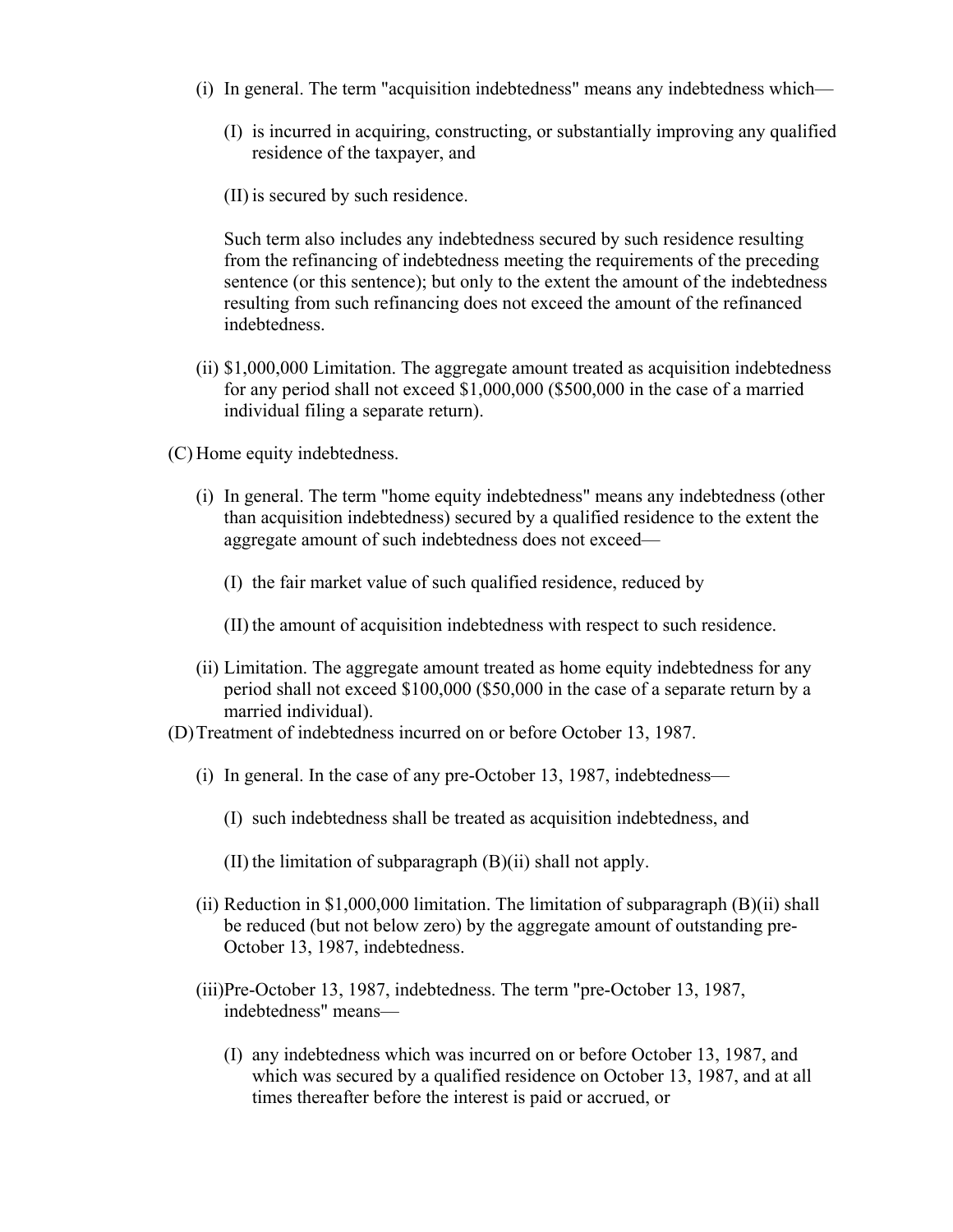(i) In general. The term "acquisition indebtedness" means any indebtedness which—

   (I) is incurred in acquiring, constructing, or substantially improving any qualified residence of the taxpayer, and

   (II) is secured by such residence.

   Such term also includes any indebtedness secured by such residence resulting from the refinancing of indebtedness meeting the requirements of the preceding sentence (or this sentence); but only to the extent the amount of the indebtedness resulting from such refinancing does not exceed the amount of the refinanced indebtedness.

(ii) $1,000,000 Limitation. The aggregate amount treated as acquisition indebtedness for any period shall not exceed $1,000,000 ($500,000 in the case of a married individual filing a separate return).

(C) Home equity indebtedness.

(i) In general. The term "home equity indebtedness" means any indebtedness (other than acquisition indebtedness) secured by a qualified residence to the extent the aggregate amount of such indebtedness does not exceed—

   (I) the fair market value of such qualified residence, reduced by

   (II) the amount of acquisition indebtedness with respect to such residence.

(ii) Limitation. The aggregate amount treated as home equity indebtedness for any period shall not exceed $100,000 ($50,000 in the case of a separate return by a married individual).

(D) Treatment of indebtedness incurred on or before October 13, 1987.

(i) In general. In the case of any pre-October 13, 1987, indebtedness—

   (I) such indebtedness shall be treated as acquisition indebtedness, and

   (II) the limitation of subparagraph (B)(ii) shall not apply.

(ii) Reduction in $1,000,000 limitation. The limitation of subparagraph (B)(ii) shall be reduced (but not below zero) by the aggregate amount of outstanding pre-October 13, 1987, indebtedness.

(iii) Pre-October 13, 1987, indebtedness. The term "pre-October 13, 1987, indebtedness" means—

   (I) any indebtedness which was incurred on or before October 13, 1987, and which was secured by a qualified residence on October 13, 1987, and at all times thereafter before the interest is paid or accrued, or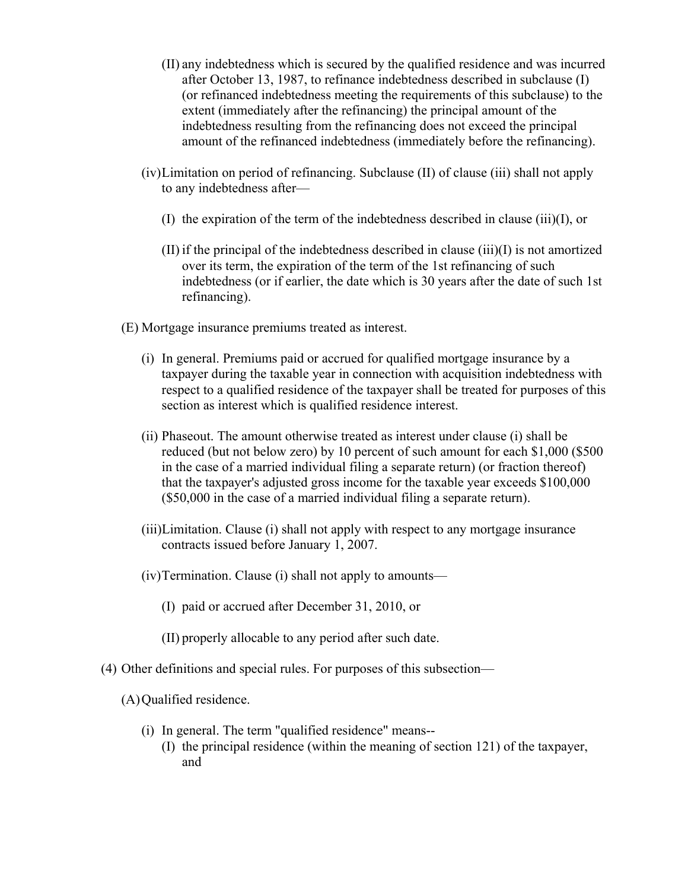(II) any indebtedness which is secured by the qualified residence and was incurred after October 13, 1987, to refinance indebtedness described in subclause (I) (or refinanced indebtedness meeting the requirements of this subclause) to the extent (immediately after the refinancing) the principal amount of the indebtedness resulting from the refinancing does not exceed the principal amount of the refinanced indebtedness (immediately before the refinancing).

(iv) Limitation on period of refinancing. Subclause (II) of clause (iii) shall not apply to any indebtedness after—

(I) the expiration of the term of the indebtedness described in clause (iii)(I), or

(II) if the principal of the indebtedness described in clause (iii)(I) is not amortized over its term, the expiration of the term of the 1st refinancing of such indebtedness (or if earlier, the date which is 30 years after the date of such 1st refinancing).

(E) Mortgage insurance premiums treated as interest.

(i) In general. Premiums paid or accrued for qualified mortgage insurance by a taxpayer during the taxable year in connection with acquisition indebtedness with respect to a qualified residence of the taxpayer shall be treated for purposes of this section as interest which is qualified residence interest.

(ii) Phaseout. The amount otherwise treated as interest under clause (i) shall be reduced (but not below zero) by 10 percent of such amount for each $1,000 ($500 in the case of a married individual filing a separate return) (or fraction thereof) that the taxpayer's adjusted gross income for the taxable year exceeds $100,000 ($50,000 in the case of a married individual filing a separate return).

(iii) Limitation. Clause (i) shall not apply with respect to any mortgage insurance contracts issued before January 1, 2007.

(iv) Termination. Clause (i) shall not apply to amounts—

(I) paid or accrued after December 31, 2010, or

(II) properly allocable to any period after such date.

(4) Other definitions and special rules. For purposes of this subsection—

(A) Qualified residence.

(i) In general. The term "qualified residence" means--

(I) the principal residence (within the meaning of section 121) of the taxpayer, and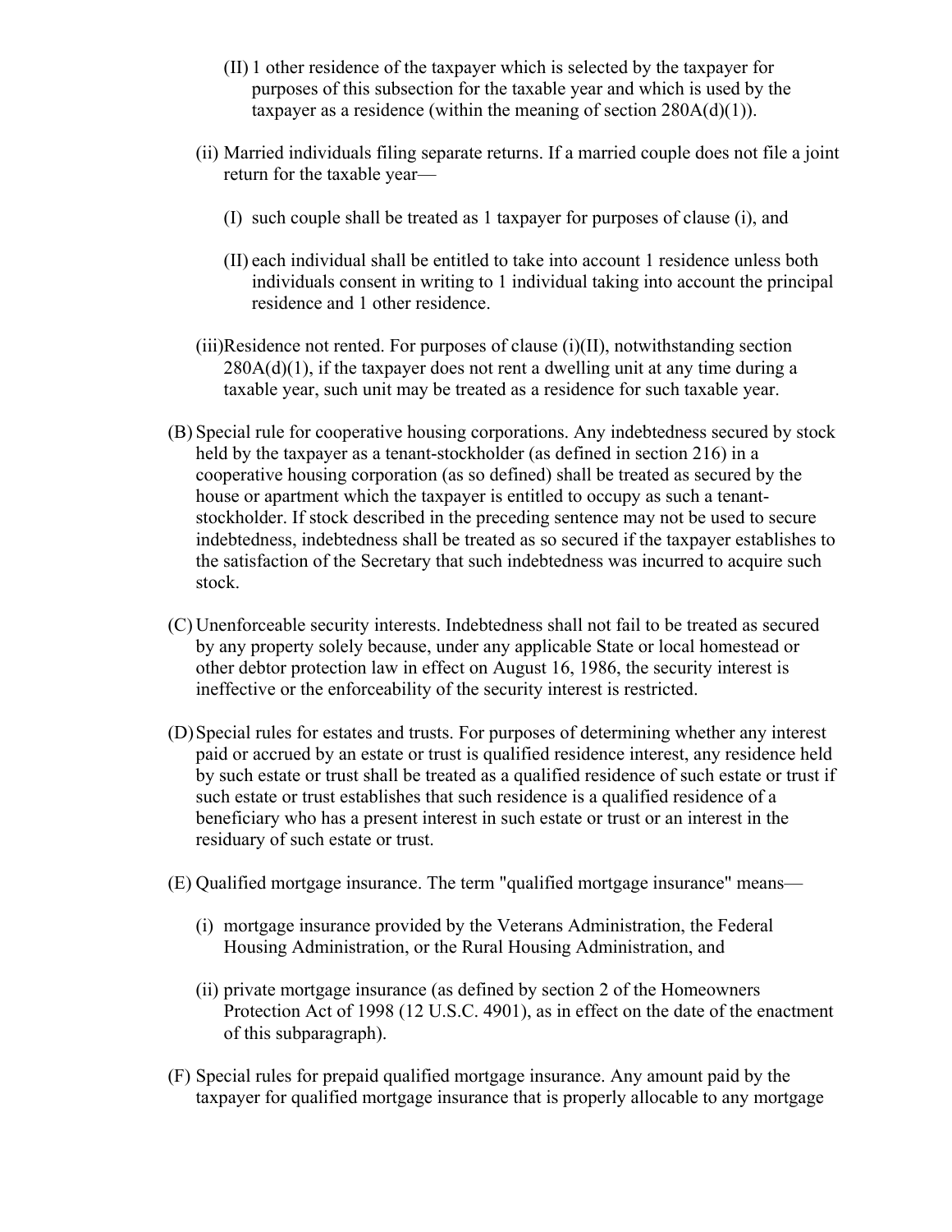- (II) 1 other residence of the taxpayer which is selected by the taxpayer for purposes of this subsection for the taxable year and which is used by the taxpayer as a residence (within the meaning of section 280A(d)(1)).

- (ii) Married individuals filing separate returns. If a married couple does not file a joint return for the taxable year—
  - (I) such couple shall be treated as 1 taxpayer for purposes of clause (i), and
  - (II) each individual shall be entitled to take into account 1 residence unless both individuals consent in writing to 1 individual taking into account the principal residence and 1 other residence.

- (iii) Residence not rented. For purposes of clause (i)(II), notwithstanding section 280A(d)(1), if the taxpayer does not rent a dwelling unit at any time during a taxable year, such unit may be treated as a residence for such taxable year.

(B) Special rule for cooperative housing corporations. Any indebtedness secured by stock held by the taxpayer as a tenant-stockholder (as defined in section 216) in a cooperative housing corporation (as so defined) shall be treated as secured by the house or apartment which the taxpayer is entitled to occupy as such a tenant-stockholder. If stock described in the preceding sentence may not be used to secure indebtedness, indebtedness shall be treated as so secured if the taxpayer establishes to the satisfaction of the Secretary that such indebtedness was incurred to acquire such stock.

(C) Unenforceable security interests. Indebtedness shall not fail to be treated as secured by any property solely because, under any applicable State or local homestead or other debtor protection law in effect on August 16, 1986, the security interest is ineffective or the enforceability of the security interest is restricted.

(D) Special rules for estates and trusts. For purposes of determining whether any interest paid or accrued by an estate or trust is qualified residence interest, any residence held by such estate or trust shall be treated as a qualified residence of such estate or trust if such estate or trust establishes that such residence is a qualified residence of a beneficiary who has a present interest in such estate or trust or an interest in the residuary of such estate or trust.

(E) Qualified mortgage insurance. The term "qualified mortgage insurance" means—

- (i) mortgage insurance provided by the Veterans Administration, the Federal Housing Administration, or the Rural Housing Administration, and
- (ii) private mortgage insurance (as defined by section 2 of the Homeowners Protection Act of 1998 (12 U.S.C. 4901), as in effect on the date of the enactment of this subparagraph).

(F) Special rules for prepaid qualified mortgage insurance. Any amount paid by the taxpayer for qualified mortgage insurance that is properly allocable to any mortgage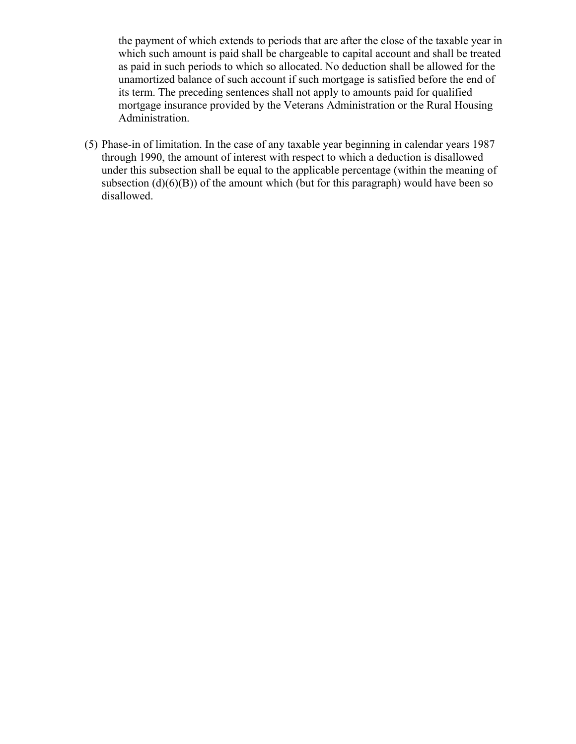the payment of which extends to periods that are after the close of the taxable year in which such amount is paid shall be chargeable to capital account and shall be treated as paid in such periods to which so allocated. No deduction shall be allowed for the unamortized balance of such account if such mortgage is satisfied before the end of its term. The preceding sentences shall not apply to amounts paid for qualified mortgage insurance provided by the Veterans Administration or the Rural Housing Administration.

(5) Phase-in of limitation. In the case of any taxable year beginning in calendar years 1987 through 1990, the amount of interest with respect to which a deduction is disallowed under this subsection shall be equal to the applicable percentage (within the meaning of subsection (d)(6)(B)) of the amount which (but for this paragraph) would have been so disallowed.